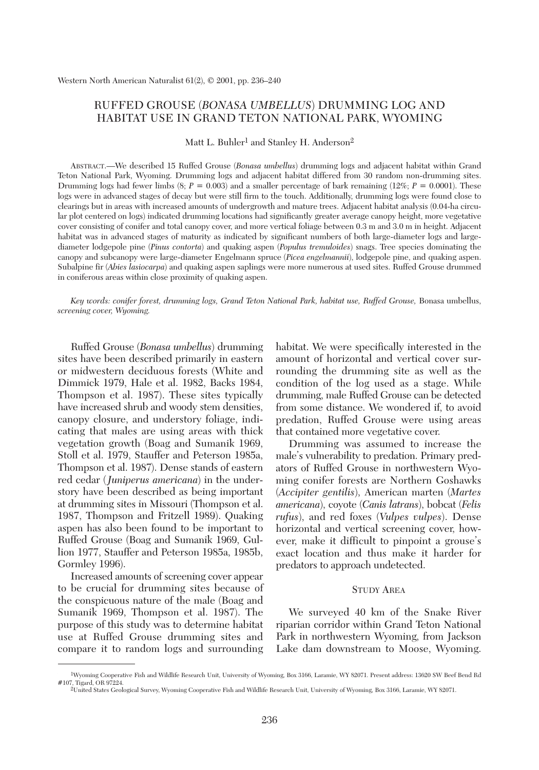# RUFFED GROUSE (*BONASA UMBELLUS*) DRUMMING LOG AND HABITAT USE IN GRAND TETON NATIONAL PARK, WYOMING

Matt L. Buhler[1] and Stanley H. Anderson[2]

ABSTRACT.—We described 15 Ruffed Grouse (*Bonasa umbellus*) drumming logs and adjacent habitat within Grand Teton National Park, Wyoming. Drumming logs and adjacent habitat differed from 30 random non-drumming sites. Drumming logs had fewer limbs (8; $P = 0.003$) and a smaller percentage of bark remaining (12%; $P = 0.0001$). These logs were in advanced stages of decay but were still firm to the touch. Additionally, drumming logs were found close to clearings but in areas with increased amounts of undergrowth and mature trees. Adjacent habitat analysis (0.04-ha circular plot centered on logs) indicated drumming locations had significantly greater average canopy height, more vegetative cover consisting of conifer and total canopy cover, and more vertical foliage between 0.3 m and 3.0 m in height. Adjacent habitat was in advanced stages of maturity as indicated by significant numbers of both large-diameter logs and large-diameter lodgepole pine (*Pinus contorta*) and quaking aspen (*Populus tremuloides*) snags. Tree species dominating the canopy and subcanopy were large-diameter Engelmann spruce (*Picea engelmannii*), lodgepole pine, and quaking aspen. Subalpine fir (*Abies lasiocarpa*) and quaking aspen saplings were more numerous at used sites. Ruffed Grouse drummed in coniferous areas within close proximity of quaking aspen.

*Key words: conifer forest, drumming logs, Grand Teton National Park, habitat use, Ruffed Grouse,* Bonasa umbellus, *screening cover, Wyoming.*

Ruffed Grouse (*Bonasa umbellus*) drumming sites have been described primarily in eastern or midwestern deciduous forests (White and Dimmick 1979, Hale et al. 1982, Backs 1984, Thompson et al. 1987). These sites typically have increased shrub and woody stem densities, canopy closure, and understory foliage, indicating that males are using areas with thick vegetation growth (Boag and Sumanik 1969, Stoll et al. 1979, Stauffer and Peterson 1985a, Thompson et al. 1987). Dense stands of eastern red cedar (*Juniperus americana*) in the understory have been described as being important at drumming sites in Missouri (Thompson et al. 1987, Thompson and Fritzell 1989). Quaking aspen has also been found to be important to Ruffed Grouse (Boag and Sumanik 1969, Gullion 1977, Stauffer and Peterson 1985a, 1985b, Gormley 1996).

Increased amounts of screening cover appear to be crucial for drumming sites because of the conspicuous nature of the male (Boag and Sumanik 1969, Thompson et al. 1987). The purpose of this study was to determine habitat use at Ruffed Grouse drumming sites and compare it to random logs and surrounding habitat. We were specifically interested in the amount of horizontal and vertical cover surrounding the drumming site as well as the condition of the log used as a stage. While drumming, male Ruffed Grouse can be detected from some distance. We wondered if, to avoid predation, Ruffed Grouse were using areas that contained more vegetative cover.

Drumming was assumed to increase the male's vulnerability to predation. Primary predators of Ruffed Grouse in northwestern Wyoming conifer forests are Northern Goshawks (*Accipiter gentilis*), American marten (*Martes americana*), coyote (*Canis latrans*), bobcat (*Felis rufus*), and red foxes (*Vulpes vulpes*). Dense horizontal and vertical screening cover, however, make it difficult to pinpoint a grouse's exact location and thus make it harder for predators to approach undetected.

## STUDY AREA

We surveyed 40 km of the Snake River riparian corridor within Grand Teton National Park in northwestern Wyoming, from Jackson Lake dam downstream to Moose, Wyoming.

---

[1]Wyoming Cooperative Fish and Wildlife Research Unit, University of Wyoming, Box 3166, Laramie, WY 82071. Present address: 13620 SW Beef Bend Rd #107, Tigard, OR 97224.

[2]United States Geological Survey, Wyoming Cooperative Fish and Wildlife Research Unit, University of Wyoming, Box 3166, Laramie, WY 82071.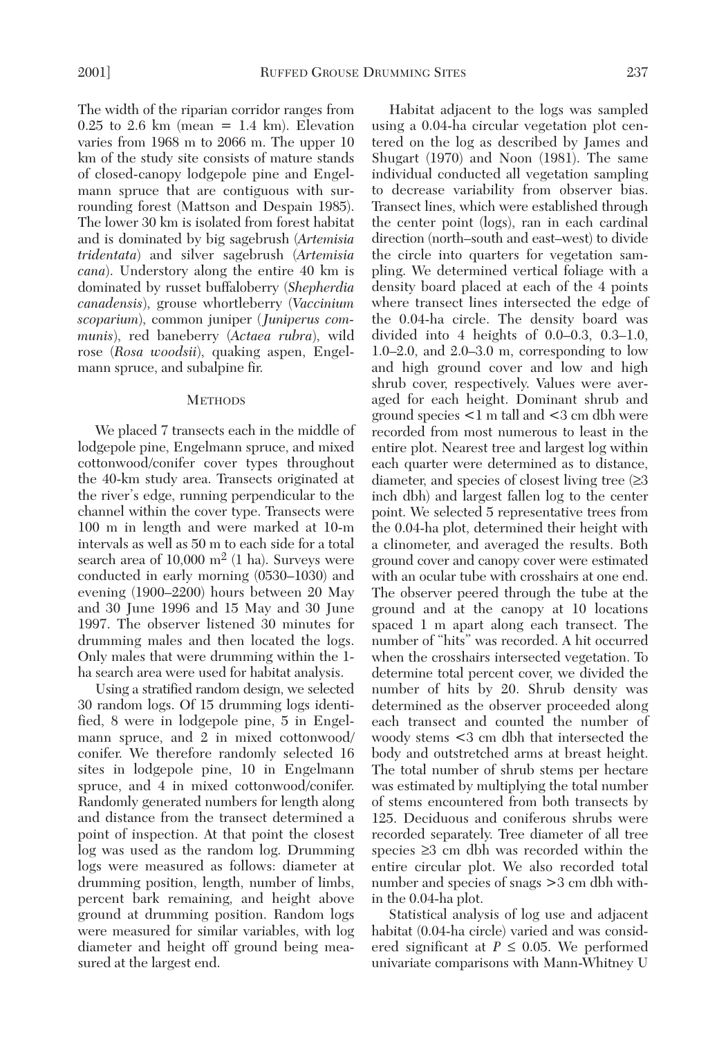The width of the riparian corridor ranges from 0.25 to 2.6 km (mean = 1.4 km). Elevation varies from 1968 m to 2066 m. The upper 10 km of the study site consists of mature stands of closed-canopy lodgepole pine and Engelmann spruce that are contiguous with surrounding forest (Mattson and Despain 1985). The lower 30 km is isolated from forest habitat and is dominated by big sagebrush (*Artemisia tridentata*) and silver sagebrush (*Artemisia cana*). Understory along the entire 40 km is dominated by russet buffaloberry (*Shepherdia canadensis*), grouse whortleberry (*Vaccinium scoparium*), common juniper (*Juniperus communis*), red baneberry (*Actaea rubra*), wild rose (*Rosa woodsii*), quaking aspen, Engelmann spruce, and subalpine fir.

## METHODS

We placed 7 transects each in the middle of lodgepole pine, Engelmann spruce, and mixed cottonwood/conifer cover types throughout the 40-km study area. Transects originated at the river's edge, running perpendicular to the channel within the cover type. Transects were 100 m in length and were marked at 10-m intervals as well as 50 m to each side for a total search area of 10,000 $m^2$ (1 ha). Surveys were conducted in early morning (0530–1030) and evening (1900–2200) hours between 20 May and 30 June 1996 and 15 May and 30 June 1997. The observer listened 30 minutes for drumming males and then located the logs. Only males that were drumming within the 1-ha search area were used for habitat analysis.

Using a stratified random design, we selected 30 random logs. Of 15 drumming logs identified, 8 were in lodgepole pine, 5 in Engelmann spruce, and 2 in mixed cottonwood/conifer. We therefore randomly selected 16 sites in lodgepole pine, 10 in Engelmann spruce, and 4 in mixed cottonwood/conifer. Randomly generated numbers for length along and distance from the transect determined a point of inspection. At that point the closest log was used as the random log. Drumming logs were measured as follows: diameter at drumming position, length, number of limbs, percent bark remaining, and height above ground at drumming position. Random logs were measured for similar variables, with log diameter and height off ground being measured at the largest end.

Habitat adjacent to the logs was sampled using a 0.04-ha circular vegetation plot centered on the log as described by James and Shugart (1970) and Noon (1981). The same individual conducted all vegetation sampling to decrease variability from observer bias. Transect lines, which were established through the center point (logs), ran in each cardinal direction (north–south and east–west) to divide the circle into quarters for vegetation sampling. We determined vertical foliage with a density board placed at each of the 4 points where transect lines intersected the edge of the 0.04-ha circle. The density board was divided into 4 heights of 0.0–0.3, 0.3–1.0, 1.0–2.0, and 2.0–3.0 m, corresponding to low and high ground cover and low and high shrub cover, respectively. Values were averaged for each height. Dominant shrub and ground species <1 m tall and <3 cm dbh were recorded from most numerous to least in the entire plot. Nearest tree and largest log within each quarter were determined as to distance, diameter, and species of closest living tree (≥3 inch dbh) and largest fallen log to the center point. We selected 5 representative trees from the 0.04-ha plot, determined their height with a clinometer, and averaged the results. Both ground cover and canopy cover were estimated with an ocular tube with crosshairs at one end. The observer peered through the tube at the ground and at the canopy at 10 locations spaced 1 m apart along each transect. The number of "hits" was recorded. A hit occurred when the crosshairs intersected vegetation. To determine total percent cover, we divided the number of hits by 20. Shrub density was determined as the observer proceeded along each transect and counted the number of woody stems <3 cm dbh that intersected the body and outstretched arms at breast height. The total number of shrub stems per hectare was estimated by multiplying the total number of stems encountered from both transects by 125. Deciduous and coniferous shrubs were recorded separately. Tree diameter of all tree species ≥3 cm dbh was recorded within the entire circular plot. We also recorded total number and species of snags >3 cm dbh within the 0.04-ha plot.

Statistical analysis of log use and adjacent habitat (0.04-ha circle) varied and was considered significant at $P \leq 0.05$. We performed univariate comparisons with Mann-Whitney U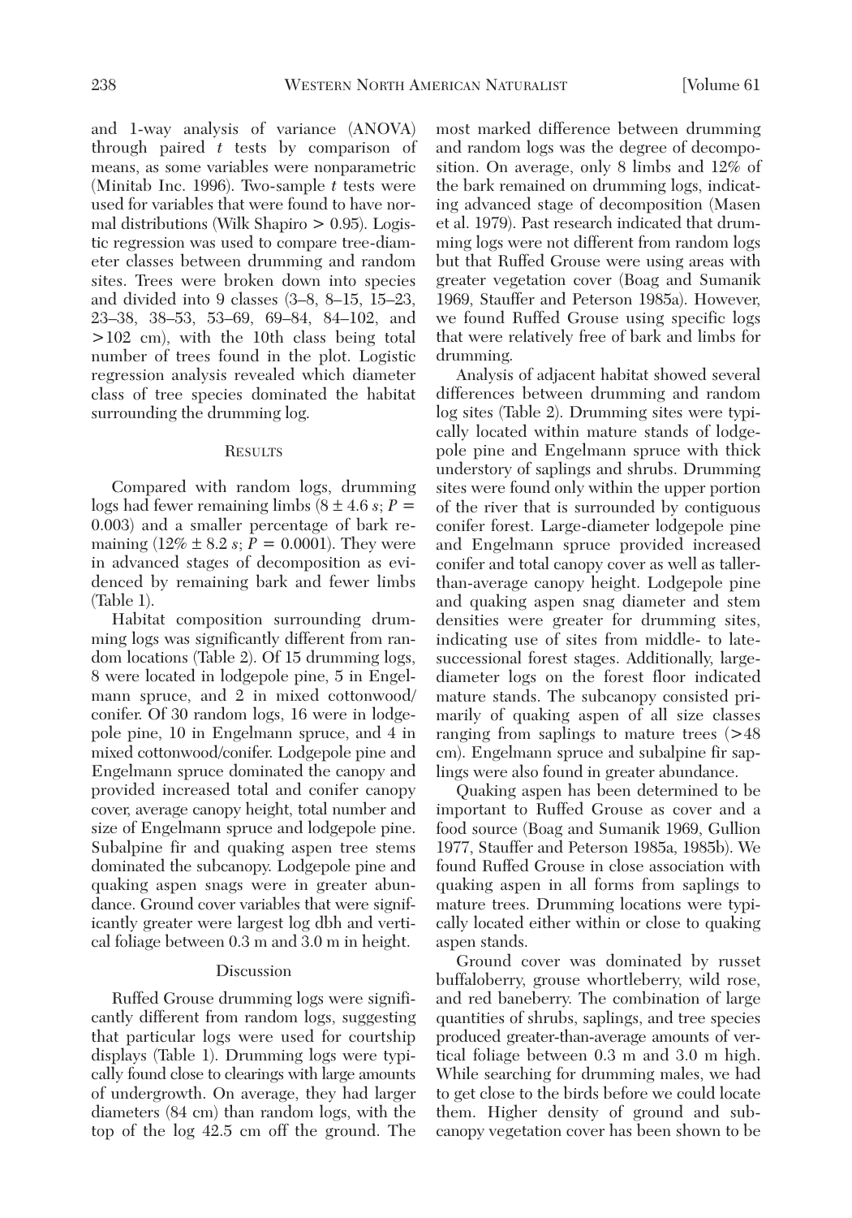and 1-way analysis of variance (ANOVA) through paired $t$ tests by comparison of means, as some variables were nonparametric (Minitab Inc. 1996). Two-sample $t$ tests were used for variables that were found to have normal distributions (Wilk Shapiro > 0.95). Logistic regression was used to compare tree-diameter classes between drumming and random sites. Trees were broken down into species and divided into 9 classes (3–8, 8–15, 15–23, 23–38, 38–53, 53–69, 69–84, 84–102, and >102 cm), with the 10th class being total number of trees found in the plot. Logistic regression analysis revealed which diameter class of tree species dominated the habitat surrounding the drumming log.

## Results

Compared with random logs, drumming logs had fewer remaining limbs ($8 \pm 4.6$ $s$; $P = 0.003$) and a smaller percentage of bark remaining ($12\% \pm 8.2$ $s$; $P = 0.0001$). They were in advanced stages of decomposition as evidenced by remaining bark and fewer limbs (Table 1).

Habitat composition surrounding drumming logs was significantly different from random locations (Table 2). Of 15 drumming logs, 8 were located in lodgepole pine, 5 in Engelmann spruce, and 2 in mixed cottonwood/conifer. Of 30 random logs, 16 were in lodgepole pine, 10 in Engelmann spruce, and 4 in mixed cottonwood/conifer. Lodgepole pine and Engelmann spruce dominated the canopy and provided increased total and conifer canopy cover, average canopy height, total number and size of Engelmann spruce and lodgepole pine. Subalpine fir and quaking aspen tree stems dominated the subcanopy. Lodgepole pine and quaking aspen snags were in greater abundance. Ground cover variables that were significantly greater were largest log dbh and vertical foliage between 0.3 m and 3.0 m in height.

## Discussion

Ruffed Grouse drumming logs were significantly different from random logs, suggesting that particular logs were used for courtship displays (Table 1). Drumming logs were typically found close to clearings with large amounts of undergrowth. On average, they had larger diameters (84 cm) than random logs, with the top of the log 42.5 cm off the ground. The most marked difference between drumming and random logs was the degree of decomposition. On average, only 8 limbs and 12% of the bark remained on drumming logs, indicating advanced stage of decomposition (Masen et al. 1979). Past research indicated that drumming logs were not different from random logs but that Ruffed Grouse were using areas with greater vegetation cover (Boag and Sumanik 1969, Stauffer and Peterson 1985a). However, we found Ruffed Grouse using specific logs that were relatively free of bark and limbs for drumming.

Analysis of adjacent habitat showed several differences between drumming and random log sites (Table 2). Drumming sites were typically located within mature stands of lodgepole pine and Engelmann spruce with thick understory of saplings and shrubs. Drumming sites were found only within the upper portion of the river that is surrounded by contiguous conifer forest. Large-diameter lodgepole pine and Engelmann spruce provided increased conifer and total canopy cover as well as taller-than-average canopy height. Lodgepole pine and quaking aspen snag diameter and stem densities were greater for drumming sites, indicating use of sites from middle- to late-successional forest stages. Additionally, large-diameter logs on the forest floor indicated mature stands. The subcanopy consisted primarily of quaking aspen of all size classes ranging from saplings to mature trees (>48 cm). Engelmann spruce and subalpine fir saplings were also found in greater abundance.

Quaking aspen has been determined to be important to Ruffed Grouse as cover and a food source (Boag and Sumanik 1969, Gullion 1977, Stauffer and Peterson 1985a, 1985b). We found Ruffed Grouse in close association with quaking aspen in all forms from saplings to mature trees. Drumming locations were typically located either within or close to quaking aspen stands.

Ground cover was dominated by russet buffaloberry, grouse whortleberry, wild rose, and red baneberry. The combination of large quantities of shrubs, saplings, and tree species produced greater-than-average amounts of vertical foliage between 0.3 m and 3.0 m high. While searching for drumming males, we had to get close to the birds before we could locate them. Higher density of ground and subcanopy vegetation cover has been shown to be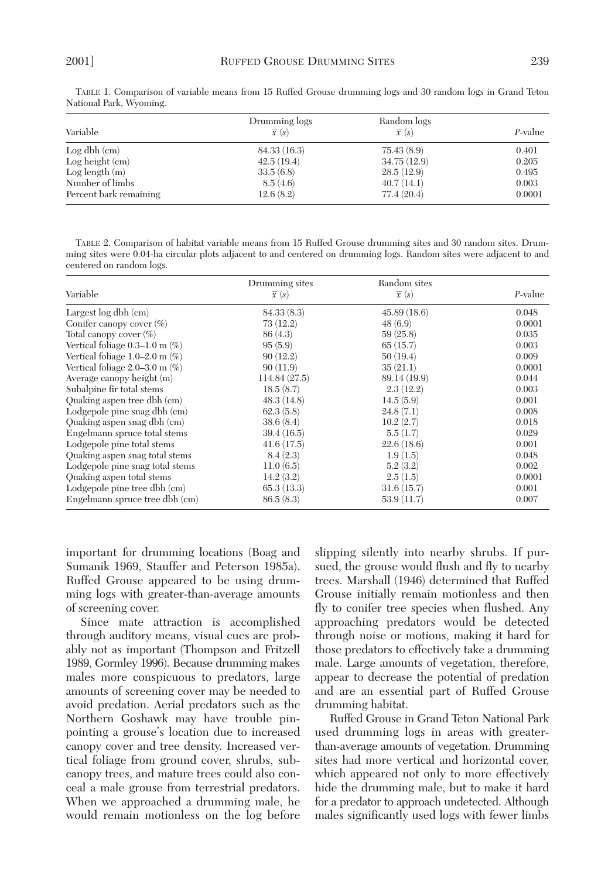TABLE 1. Comparison of variable means from 15 Ruffed Grouse drumming logs and 30 random logs in Grand Teton National Park, Wyoming.

| Variable | Drumming logs $\bar{x}$ ($s$) | Random logs $\bar{x}$ ($s$) | $P$-value |
|---|---|---|---|
| Log dbh (cm) | 84.33 (16.3) | 75.43 (8.9) | 0.401 |
| Log height (cm) | 42.5 (19.4) | 34.75 (12.9) | 0.205 |
| Log length (m) | 33.5 (6.8) | 28.5 (12.9) | 0.495 |
| Number of limbs | 8.5 (4.6) | 40.7 (14.1) | 0.003 |
| Percent bark remaining | 12.6 (8.2) | 77.4 (20.4) | 0.0001 |

TABLE 2. Comparison of habitat variable means from 15 Ruffed Grouse drumming sites and 30 random sites. Drumming sites were 0.04-ha circular plots adjacent to and centered on drumming logs. Random sites were adjacent to and centered on random logs.

| Variable | Drumming sites $\bar{x}$ ($s$) | Random sites $\bar{x}$ ($s$) | $P$-value |
|---|---|---|---|
| Largest log dbh (cm) | 84.33 (8.3) | 45.89 (18.6) | 0.048 |
| Conifer canopy cover (%) | 73 (12.2) | 48 (6.9) | 0.0001 |
| Total canopy cover (%) | 86 (4.3) | 59 (25.8) | 0.035 |
| Vertical foliage 0.3–1.0 m (%) | 95 (5.9) | 65 (15.7) | 0.003 |
| Vertical foliage 1.0–2.0 m (%) | 90 (12.2) | 50 (19.4) | 0.009 |
| Vertical foliage 2.0–3.0 m (%) | 90 (11.9) | 35 (21.1) | 0.0001 |
| Average canopy height (m) | 114.84 (27.5) | 89.14 (19.9) | 0.044 |
| Subalpine fir total stems | 18.5 (8.7) | 2.3 (12.2) | 0.003 |
| Quaking aspen tree dbh (cm) | 48.3 (14.8) | 14.5 (5.9) | 0.001 |
| Lodgepole pine snag dbh (cm) | 62.3 (5.8) | 24.8 (7.1) | 0.008 |
| Quaking aspen snag dbh (cm) | 38.6 (8.4) | 10.2 (2.7) | 0.018 |
| Engelmann spruce total stems | 39.4 (16.5) | 5.5 (1.7) | 0.029 |
| Lodgepole pine total stems | 41.6 (17.5) | 22.6 (18.6) | 0.001 |
| Quaking aspen snag total stems | 8.4 (2.3) | 1.9 (1.5) | 0.048 |
| Lodgepole pine snag total stems | 11.0 (6.5) | 5.2 (3.2) | 0.002 |
| Quaking aspen total stems | 14.2 (3.2) | 2.5 (1.5) | 0.0001 |
| Lodgepole pine tree dbh (cm) | 65.3 (13.3) | 31.6 (15.7) | 0.001 |
| Engelmann spruce tree dbh (cm) | 86.5 (8.3) | 53.9 (11.7) | 0.007 |

important for drumming locations (Boag and Sumanik 1969, Stauffer and Peterson 1985a). Ruffed Grouse appeared to be using drumming logs with greater-than-average amounts of screening cover.

Since mate attraction is accomplished through auditory means, visual cues are probably not as important (Thompson and Fritzell 1989, Gormley 1996). Because drumming makes males more conspicuous to predators, large amounts of screening cover may be needed to avoid predation. Aerial predators such as the Northern Goshawk may have trouble pinpointing a grouse's location due to increased canopy cover and tree density. Increased vertical foliage from ground cover, shrubs, subcanopy trees, and mature trees could also conceal a male grouse from terrestrial predators. When we approached a drumming male, he would remain motionless on the log before slipping silently into nearby shrubs. If pursued, the grouse would flush and fly to nearby trees. Marshall (1946) determined that Ruffed Grouse initially remain motionless and then fly to conifer tree species when flushed. Any approaching predators would be detected through noise or motions, making it hard for those predators to effectively take a drumming male. Large amounts of vegetation, therefore, appear to decrease the potential of predation and are an essential part of Ruffed Grouse drumming habitat.

Ruffed Grouse in Grand Teton National Park used drumming logs in areas with greater-than-average amounts of vegetation. Drumming sites had more vertical and horizontal cover, which appeared not only to more effectively hide the drumming male, but to make it hard for a predator to approach undetected. Although males significantly used logs with fewer limbs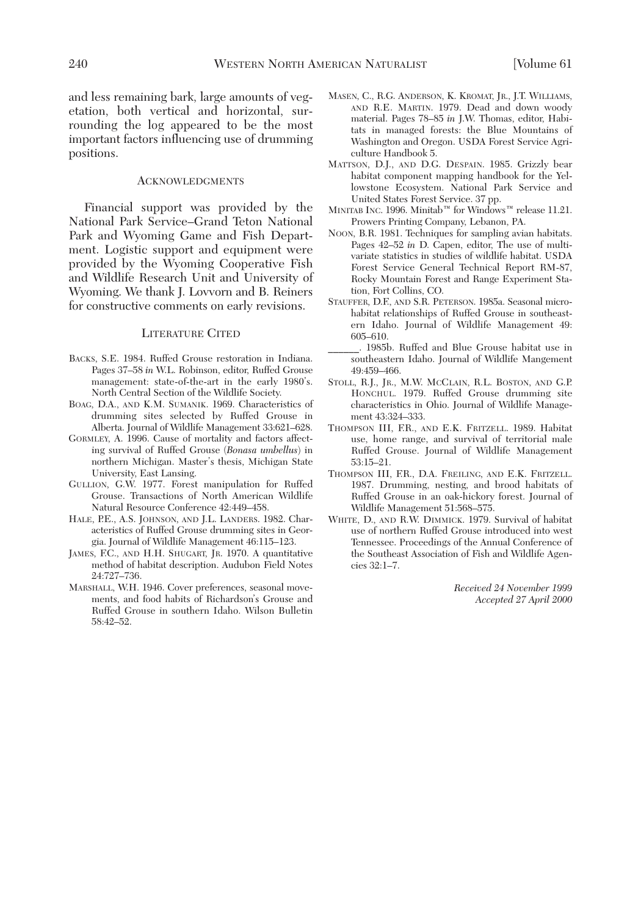and less remaining bark, large amounts of vegetation, both vertical and horizontal, surrounding the log appeared to be the most important factors influencing use of drumming positions.

## Acknowledgments

Financial support was provided by the National Park Service–Grand Teton National Park and Wyoming Game and Fish Department. Logistic support and equipment were provided by the Wyoming Cooperative Fish and Wildlife Research Unit and University of Wyoming. We thank J. Lovvorn and B. Reiners for constructive comments on early revisions.

## Literature Cited

Backs, S.E. 1984. Ruffed Grouse restoration in Indiana. Pages 37–58 *in* W.L. Robinson, editor, Ruffed Grouse management: state-of-the-art in the early 1980's. North Central Section of the Wildlife Society.

Boag, D.A., and K.M. Sumanik. 1969. Characteristics of drumming sites selected by Ruffed Grouse in Alberta. Journal of Wildlife Management 33:621–628.

Gormley, A. 1996. Cause of mortality and factors affecting survival of Ruffed Grouse (*Bonasa umbellus*) in northern Michigan. Master's thesis, Michigan State University, East Lansing.

Gullion, G.W. 1977. Forest manipulation for Ruffed Grouse. Transactions of North American Wildlife Natural Resource Conference 42:449–458.

Hale, P.E., A.S. Johnson, and J.L. Landers. 1982. Characteristics of Ruffed Grouse drumming sites in Georgia. Journal of Wildlife Management 46:115–123.

James, F.C., and H.H. Shugart, Jr. 1970. A quantitative method of habitat description. Audubon Field Notes 24:727–736.

Marshall, W.H. 1946. Cover preferences, seasonal movements, and food habits of Richardson's Grouse and Ruffed Grouse in southern Idaho. Wilson Bulletin 58:42–52.

Masen, C., R.G. Anderson, K. Kromat, Jr., J.T. Williams, and R.E. Martin. 1979. Dead and down woody material. Pages 78–85 *in* J.W. Thomas, editor, Habitats in managed forests: the Blue Mountains of Washington and Oregon. USDA Forest Service Agriculture Handbook 5.

Mattson, D.J., and D.G. Despain. 1985. Grizzly bear habitat component mapping handbook for the Yellowstone Ecosystem. National Park Service and United States Forest Service. 37 pp.

Minitab Inc. 1996. Minitab™ for Windows™ release 11.21. Prowers Printing Company, Lebanon, PA.

Noon, B.R. 1981. Techniques for sampling avian habitats. Pages 42–52 *in* D. Capen, editor, The use of multivariate statistics in studies of wildlife habitat. USDA Forest Service General Technical Report RM-87, Rocky Mountain Forest and Range Experiment Station, Fort Collins, CO.

Stauffer, D.F., and S.R. Peterson. 1985a. Seasonal microhabitat relationships of Ruffed Grouse in southeastern Idaho. Journal of Wildlife Management 49: 605–610.

______. 1985b. Ruffed and Blue Grouse habitat use in southeastern Idaho. Journal of Wildlife Mangement 49:459–466.

Stoll, R.J., Jr., M.W. McClain, R.L. Boston, and G.P. Honchul. 1979. Ruffed Grouse drumming site characteristics in Ohio. Journal of Wildlife Management 43:324–333.

Thompson III, F.R., and E.K. Fritzell. 1989. Habitat use, home range, and survival of territorial male Ruffed Grouse. Journal of Wildlife Management 53:15–21.

Thompson III, F.R., D.A. Freiling, and E.K. Fritzell. 1987. Drumming, nesting, and brood habitats of Ruffed Grouse in an oak-hickory forest. Journal of Wildlife Management 51:568–575.

White, D., and R.W. Dimmick. 1979. Survival of habitat use of northern Ruffed Grouse introduced into west Tennessee. Proceedings of the Annual Conference of the Southeast Association of Fish and Wildlife Agencies 32:1–7.

*Received 24 November 1999*
*Accepted 27 April 2000*